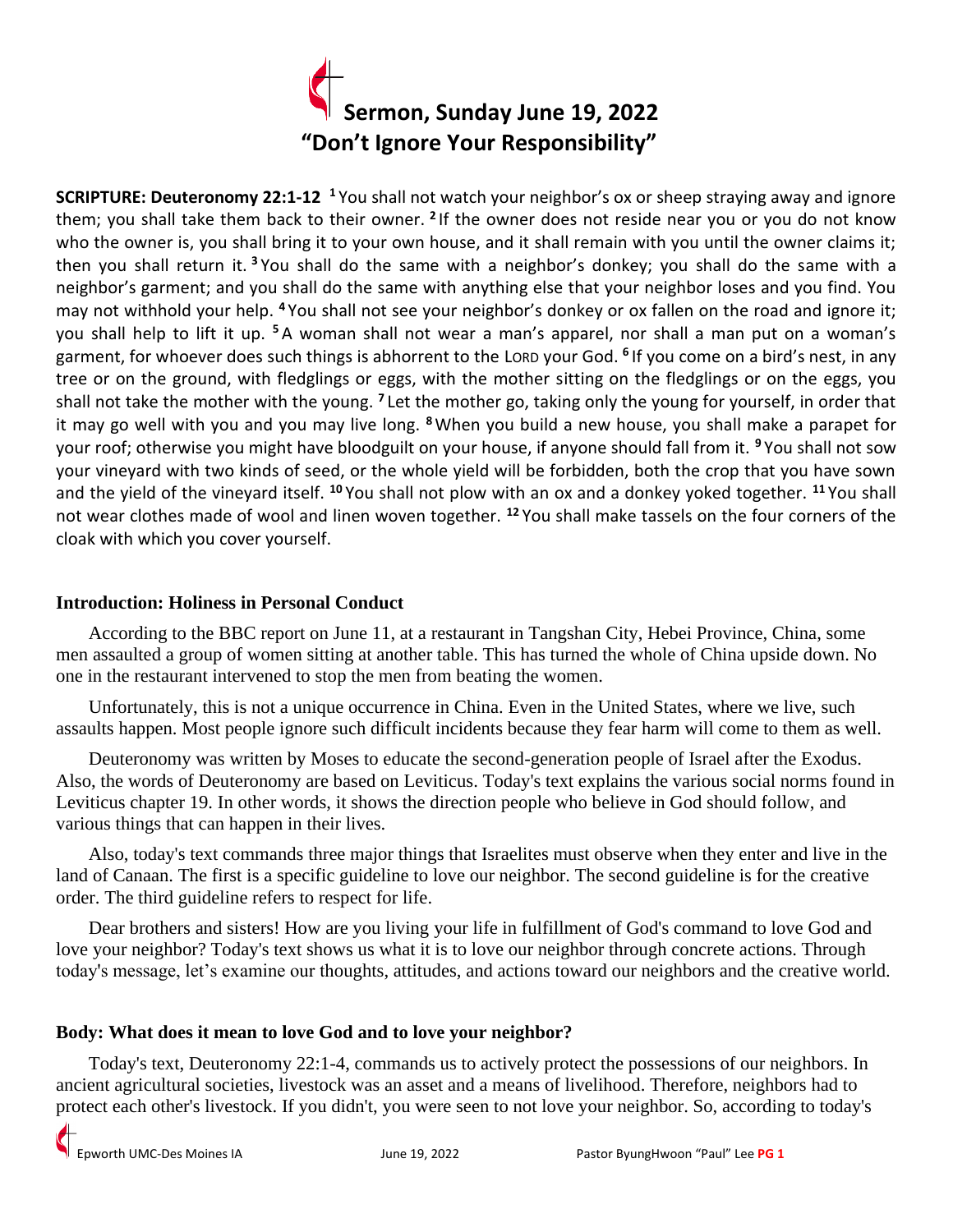# Sermon, Sunday June 19, 2022
# "Don't Ignore Your Responsibility"

**SCRIPTURE: Deuteronomy 22:1-12** [1] You shall not watch your neighbor's ox or sheep straying away and ignore them; you shall take them back to their owner. [2] If the owner does not reside near you or you do not know who the owner is, you shall bring it to your own house, and it shall remain with you until the owner claims it; then you shall return it. [3] You shall do the same with a neighbor's donkey; you shall do the same with a neighbor's garment; and you shall do the same with anything else that your neighbor loses and you find. You may not withhold your help. [4] You shall not see your neighbor's donkey or ox fallen on the road and ignore it; you shall help to lift it up. [5] A woman shall not wear a man's apparel, nor shall a man put on a woman's garment, for whoever does such things is abhorrent to the LORD your God. [6] If you come on a bird's nest, in any tree or on the ground, with fledglings or eggs, with the mother sitting on the fledglings or on the eggs, you shall not take the mother with the young. [7] Let the mother go, taking only the young for yourself, in order that it may go well with you and you may live long. [8] When you build a new house, you shall make a parapet for your roof; otherwise you might have bloodguilt on your house, if anyone should fall from it. [9] You shall not sow your vineyard with two kinds of seed, or the whole yield will be forbidden, both the crop that you have sown and the yield of the vineyard itself. [10] You shall not plow with an ox and a donkey yoked together. [11] You shall not wear clothes made of wool and linen woven together. [12] You shall make tassels on the four corners of the cloak with which you cover yourself.

## Introduction: Holiness in Personal Conduct

According to the BBC report on June 11, at a restaurant in Tangshan City, Hebei Province, China, some men assaulted a group of women sitting at another table. This has turned the whole of China upside down. No one in the restaurant intervened to stop the men from beating the women.

Unfortunately, this is not a unique occurrence in China. Even in the United States, where we live, such assaults happen. Most people ignore such difficult incidents because they fear harm will come to them as well.

Deuteronomy was written by Moses to educate the second-generation people of Israel after the Exodus. Also, the words of Deuteronomy are based on Leviticus. Today's text explains the various social norms found in Leviticus chapter 19. In other words, it shows the direction people who believe in God should follow, and various things that can happen in their lives.

Also, today's text commands three major things that Israelites must observe when they enter and live in the land of Canaan. The first is a specific guideline to love our neighbor. The second guideline is for the creative order. The third guideline refers to respect for life.

Dear brothers and sisters! How are you living your life in fulfillment of God's command to love God and love your neighbor? Today's text shows us what it is to love our neighbor through concrete actions. Through today's message, let's examine our thoughts, attitudes, and actions toward our neighbors and the creative world.

## Body: What does it mean to love God and to love your neighbor?

Today's text, Deuteronomy 22:1-4, commands us to actively protect the possessions of our neighbors. In ancient agricultural societies, livestock was an asset and a means of livelihood. Therefore, neighbors had to protect each other's livestock. If you didn't, you were seen to not love your neighbor. So, according to today's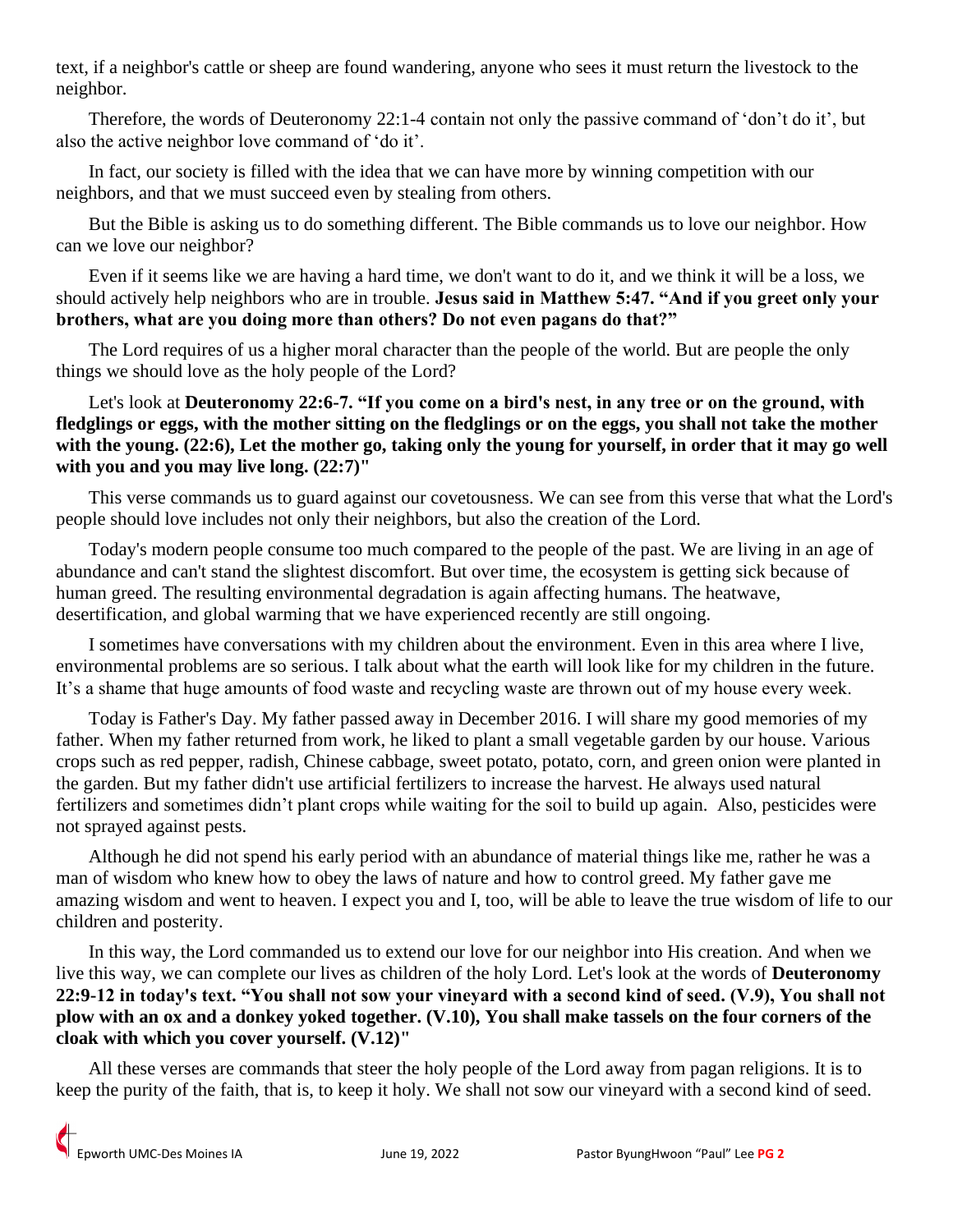text, if a neighbor's cattle or sheep are found wandering, anyone who sees it must return the livestock to the neighbor.

Therefore, the words of Deuteronomy 22:1-4 contain not only the passive command of 'don't do it', but also the active neighbor love command of 'do it'.

In fact, our society is filled with the idea that we can have more by winning competition with our neighbors, and that we must succeed even by stealing from others.

But the Bible is asking us to do something different. The Bible commands us to love our neighbor. How can we love our neighbor?

Even if it seems like we are having a hard time, we don't want to do it, and we think it will be a loss, we should actively help neighbors who are in trouble. **Jesus said in Matthew 5:47. "And if you greet only your brothers, what are you doing more than others? Do not even pagans do that?"**

The Lord requires of us a higher moral character than the people of the world. But are people the only things we should love as the holy people of the Lord?

Let's look at **Deuteronomy 22:6-7. "If you come on a bird's nest, in any tree or on the ground, with fledglings or eggs, with the mother sitting on the fledglings or on the eggs, you shall not take the mother with the young. (22:6), Let the mother go, taking only the young for yourself, in order that it may go well with you and you may live long. (22:7)"**

This verse commands us to guard against our covetousness. We can see from this verse that what the Lord's people should love includes not only their neighbors, but also the creation of the Lord.

Today's modern people consume too much compared to the people of the past. We are living in an age of abundance and can't stand the slightest discomfort. But over time, the ecosystem is getting sick because of human greed. The resulting environmental degradation is again affecting humans. The heatwave, desertification, and global warming that we have experienced recently are still ongoing.

I sometimes have conversations with my children about the environment. Even in this area where I live, environmental problems are so serious. I talk about what the earth will look like for my children in the future. It's a shame that huge amounts of food waste and recycling waste are thrown out of my house every week.

Today is Father's Day. My father passed away in December 2016. I will share my good memories of my father. When my father returned from work, he liked to plant a small vegetable garden by our house. Various crops such as red pepper, radish, Chinese cabbage, sweet potato, potato, corn, and green onion were planted in the garden. But my father didn't use artificial fertilizers to increase the harvest. He always used natural fertilizers and sometimes didn't plant crops while waiting for the soil to build up again. Also, pesticides were not sprayed against pests.

Although he did not spend his early period with an abundance of material things like me, rather he was a man of wisdom who knew how to obey the laws of nature and how to control greed. My father gave me amazing wisdom and went to heaven. I expect you and I, too, will be able to leave the true wisdom of life to our children and posterity.

In this way, the Lord commanded us to extend our love for our neighbor into His creation. And when we live this way, we can complete our lives as children of the holy Lord. Let's look at the words of **Deuteronomy 22:9-12 in today's text. "You shall not sow your vineyard with a second kind of seed. (V.9), You shall not plow with an ox and a donkey yoked together. (V.10), You shall make tassels on the four corners of the cloak with which you cover yourself. (V.12)"**

All these verses are commands that steer the holy people of the Lord away from pagan religions. It is to keep the purity of the faith, that is, to keep it holy. We shall not sow our vineyard with a second kind of seed.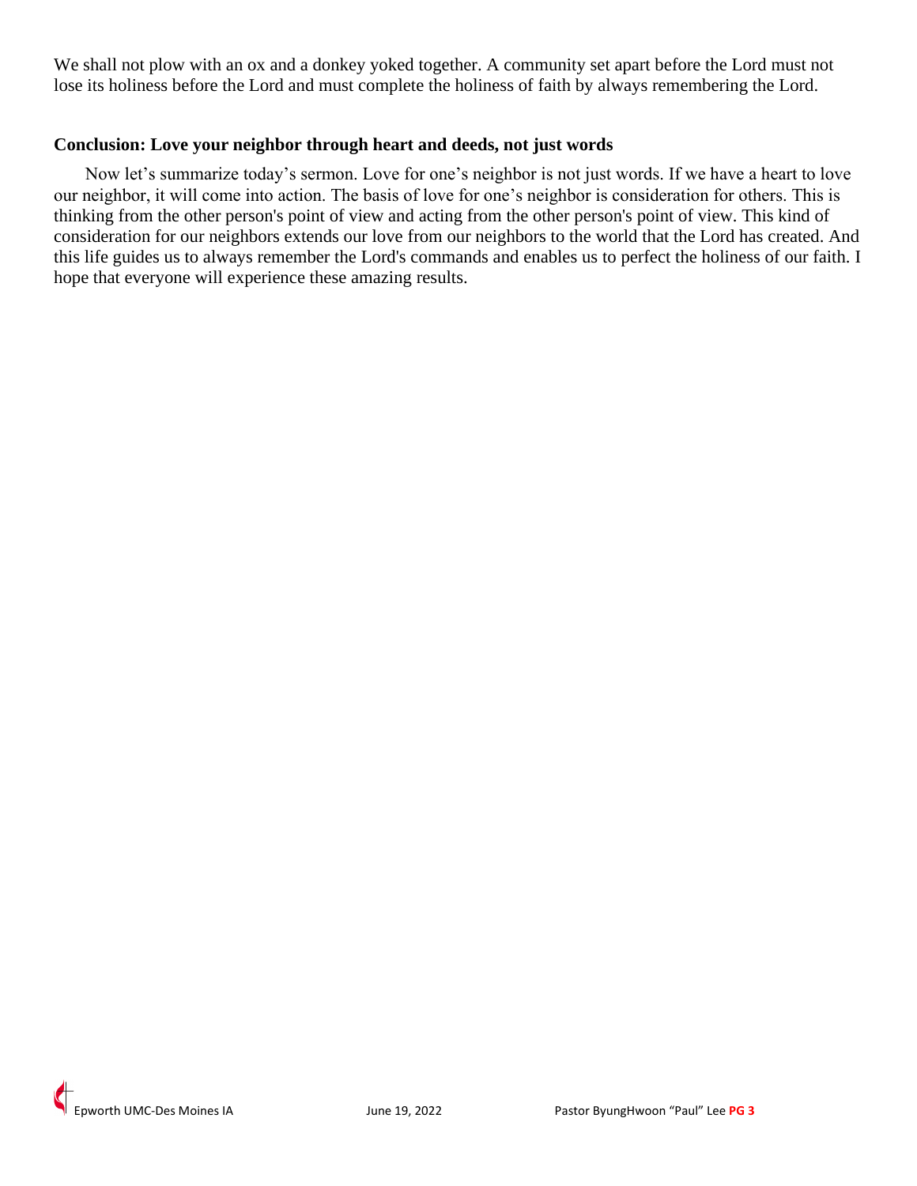We shall not plow with an ox and a donkey yoked together. A community set apart before the Lord must not lose its holiness before the Lord and must complete the holiness of faith by always remembering the Lord.

### Conclusion: Love your neighbor through heart and deeds, not just words

Now let's summarize today's sermon. Love for one's neighbor is not just words. If we have a heart to love our neighbor, it will come into action. The basis of love for one's neighbor is consideration for others. This is thinking from the other person's point of view and acting from the other person's point of view. This kind of consideration for our neighbors extends our love from our neighbors to the world that the Lord has created. And this life guides us to always remember the Lord's commands and enables us to perfect the holiness of our faith. I hope that everyone will experience these amazing results.